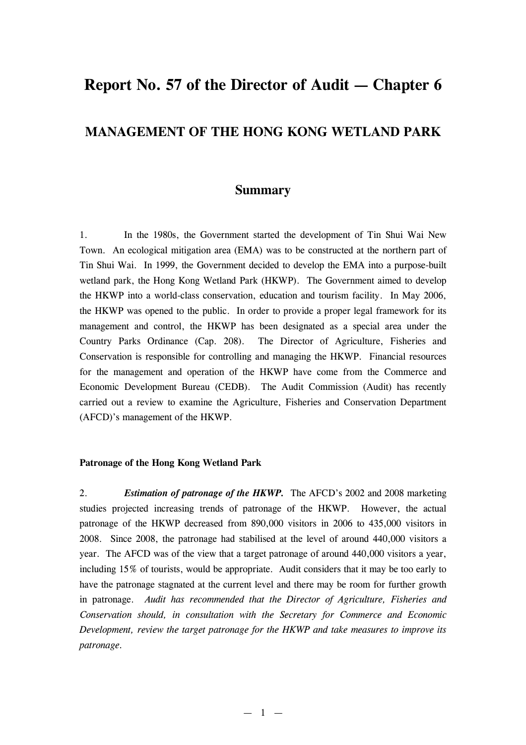# Report No. 57 of the Director of Audit — Chapter 6

## MANAGEMENT OF THE HONG KONG WETLAND PARK

### Summary

1. In the 1980s, the Government started the development of Tin Shui Wai New Town. An ecological mitigation area (EMA) was to be constructed at the northern part of Tin Shui Wai. In 1999, the Government decided to develop the EMA into a purpose-built wetland park, the Hong Kong Wetland Park (HKWP). The Government aimed to develop the HKWP into a world-class conservation, education and tourism facility. In May 2006, the HKWP was opened to the public. In order to provide a proper legal framework for its management and control, the HKWP has been designated as a special area under the Country Parks Ordinance (Cap. 208). The Director of Agriculture, Fisheries and Conservation is responsible for controlling and managing the HKWP. Financial resources for the management and operation of the HKWP have come from the Commerce and Economic Development Bureau (CEDB). The Audit Commission (Audit) has recently carried out a review to examine the Agriculture, Fisheries and Conservation Department (AFCD)'s management of the HKWP.

**Patronage of the Hong Kong Wetland Park**

2. ***Estimation of patronage of the HKWP.*** The AFCD's 2002 and 2008 marketing studies projected increasing trends of patronage of the HKWP. However, the actual patronage of the HKWP decreased from 890,000 visitors in 2006 to 435,000 visitors in 2008. Since 2008, the patronage had stabilised at the level of around 440,000 visitors a year. The AFCD was of the view that a target patronage of around 440,000 visitors a year, including 15% of tourists, would be appropriate. Audit considers that it may be too early to have the patronage stagnated at the current level and there may be room for further growth in patronage. *Audit has recommended that the Director of Agriculture, Fisheries and Conservation should, in consultation with the Secretary for Commerce and Economic Development, review the target patronage for the HKWP and take measures to improve its patronage.*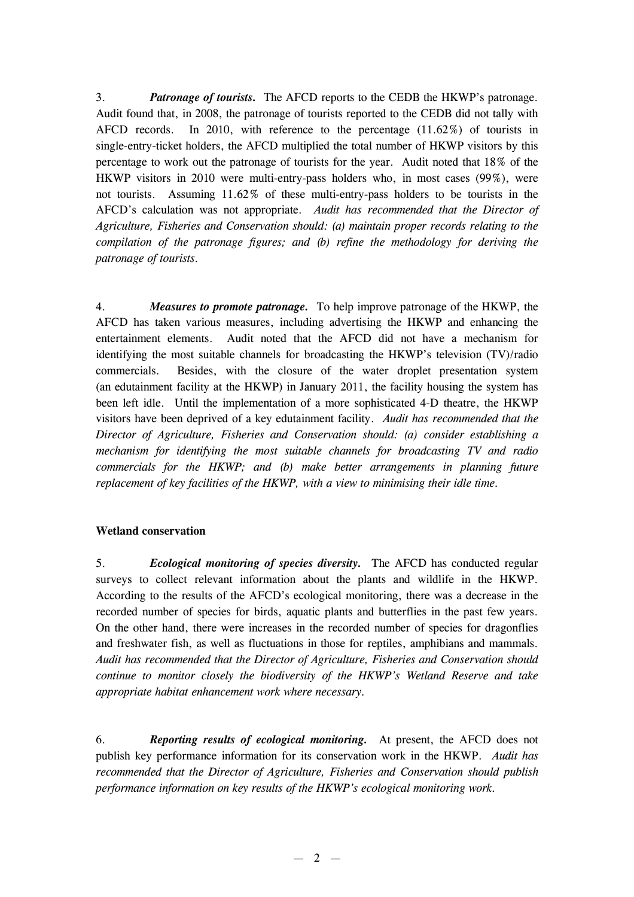3. ***Patronage of tourists.*** The AFCD reports to the CEDB the HKWP's patronage. Audit found that, in 2008, the patronage of tourists reported to the CEDB did not tally with AFCD records. In 2010, with reference to the percentage (11.62%) of tourists in single-entry-ticket holders, the AFCD multiplied the total number of HKWP visitors by this percentage to work out the patronage of tourists for the year. Audit noted that 18% of the HKWP visitors in 2010 were multi-entry-pass holders who, in most cases (99%), were not tourists. Assuming 11.62% of these multi-entry-pass holders to be tourists in the AFCD's calculation was not appropriate. *Audit has recommended that the Director of Agriculture, Fisheries and Conservation should: (a) maintain proper records relating to the compilation of the patronage figures; and (b) refine the methodology for deriving the patronage of tourists.*

4. ***Measures to promote patronage.*** To help improve patronage of the HKWP, the AFCD has taken various measures, including advertising the HKWP and enhancing the entertainment elements. Audit noted that the AFCD did not have a mechanism for identifying the most suitable channels for broadcasting the HKWP's television (TV)/radio commercials. Besides, with the closure of the water droplet presentation system (an edutainment facility at the HKWP) in January 2011, the facility housing the system has been left idle. Until the implementation of a more sophisticated 4-D theatre, the HKWP visitors have been deprived of a key edutainment facility. *Audit has recommended that the Director of Agriculture, Fisheries and Conservation should: (a) consider establishing a mechanism for identifying the most suitable channels for broadcasting TV and radio commercials for the HKWP; and (b) make better arrangements in planning future replacement of key facilities of the HKWP, with a view to minimising their idle time.*

**Wetland conservation**

5. ***Ecological monitoring of species diversity.*** The AFCD has conducted regular surveys to collect relevant information about the plants and wildlife in the HKWP. According to the results of the AFCD's ecological monitoring, there was a decrease in the recorded number of species for birds, aquatic plants and butterflies in the past few years. On the other hand, there were increases in the recorded number of species for dragonflies and freshwater fish, as well as fluctuations in those for reptiles, amphibians and mammals. *Audit has recommended that the Director of Agriculture, Fisheries and Conservation should continue to monitor closely the biodiversity of the HKWP's Wetland Reserve and take appropriate habitat enhancement work where necessary.*

6. ***Reporting results of ecological monitoring.*** At present, the AFCD does not publish key performance information for its conservation work in the HKWP. *Audit has recommended that the Director of Agriculture, Fisheries and Conservation should publish performance information on key results of the HKWP's ecological monitoring work.*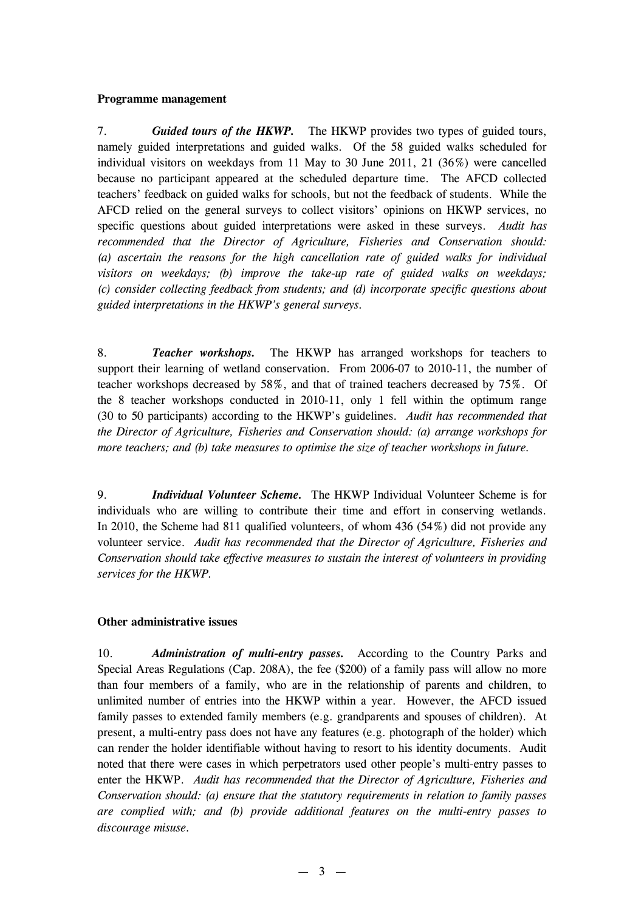**Programme management**

7. ***Guided tours of the HKWP.*** The HKWP provides two types of guided tours, namely guided interpretations and guided walks. Of the 58 guided walks scheduled for individual visitors on weekdays from 11 May to 30 June 2011, 21 (36%) were cancelled because no participant appeared at the scheduled departure time. The AFCD collected teachers' feedback on guided walks for schools, but not the feedback of students. While the AFCD relied on the general surveys to collect visitors' opinions on HKWP services, no specific questions about guided interpretations were asked in these surveys. *Audit has recommended that the Director of Agriculture, Fisheries and Conservation should: (a) ascertain the reasons for the high cancellation rate of guided walks for individual visitors on weekdays; (b) improve the take-up rate of guided walks on weekdays; (c) consider collecting feedback from students; and (d) incorporate specific questions about guided interpretations in the HKWP's general surveys.*

8. ***Teacher workshops.*** The HKWP has arranged workshops for teachers to support their learning of wetland conservation. From 2006-07 to 2010-11, the number of teacher workshops decreased by 58%, and that of trained teachers decreased by 75%. Of the 8 teacher workshops conducted in 2010-11, only 1 fell within the optimum range (30 to 50 participants) according to the HKWP's guidelines. *Audit has recommended that the Director of Agriculture, Fisheries and Conservation should: (a) arrange workshops for more teachers; and (b) take measures to optimise the size of teacher workshops in future.*

9. ***Individual Volunteer Scheme.*** The HKWP Individual Volunteer Scheme is for individuals who are willing to contribute their time and effort in conserving wetlands. In 2010, the Scheme had 811 qualified volunteers, of whom 436 (54%) did not provide any volunteer service. *Audit has recommended that the Director of Agriculture, Fisheries and Conservation should take effective measures to sustain the interest of volunteers in providing services for the HKWP.*

**Other administrative issues**

10. ***Administration of multi-entry passes.*** According to the Country Parks and Special Areas Regulations (Cap. 208A), the fee ($200) of a family pass will allow no more than four members of a family, who are in the relationship of parents and children, to unlimited number of entries into the HKWP within a year. However, the AFCD issued family passes to extended family members (e.g. grandparents and spouses of children). At present, a multi-entry pass does not have any features (e.g. photograph of the holder) which can render the holder identifiable without having to resort to his identity documents. Audit noted that there were cases in which perpetrators used other people's multi-entry passes to enter the HKWP. *Audit has recommended that the Director of Agriculture, Fisheries and Conservation should: (a) ensure that the statutory requirements in relation to family passes are complied with; and (b) provide additional features on the multi-entry passes to discourage misuse.*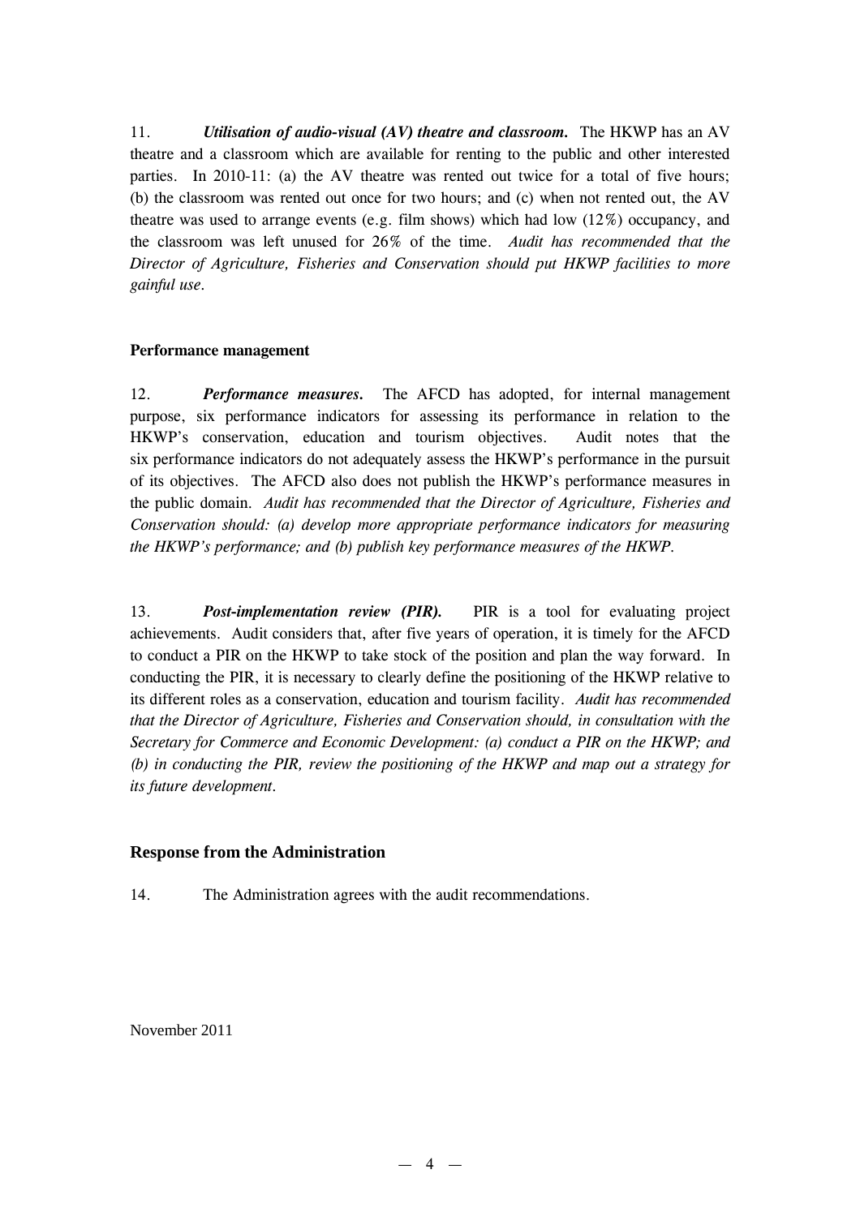11. ***Utilisation of audio-visual (AV) theatre and classroom.*** The HKWP has an AV theatre and a classroom which are available for renting to the public and other interested parties. In 2010-11: (a) the AV theatre was rented out twice for a total of five hours; (b) the classroom was rented out once for two hours; and (c) when not rented out, the AV theatre was used to arrange events (e.g. film shows) which had low (12%) occupancy, and the classroom was left unused for 26% of the time. *Audit has recommended that the Director of Agriculture, Fisheries and Conservation should put HKWP facilities to more gainful use.*

**Performance management**

12. ***Performance measures.*** The AFCD has adopted, for internal management purpose, six performance indicators for assessing its performance in relation to the HKWP's conservation, education and tourism objectives. Audit notes that the six performance indicators do not adequately assess the HKWP's performance in the pursuit of its objectives. The AFCD also does not publish the HKWP's performance measures in the public domain. *Audit has recommended that the Director of Agriculture, Fisheries and Conservation should: (a) develop more appropriate performance indicators for measuring the HKWP's performance; and (b) publish key performance measures of the HKWP.*

13. ***Post-implementation review (PIR).*** PIR is a tool for evaluating project achievements. Audit considers that, after five years of operation, it is timely for the AFCD to conduct a PIR on the HKWP to take stock of the position and plan the way forward. In conducting the PIR, it is necessary to clearly define the positioning of the HKWP relative to its different roles as a conservation, education and tourism facility. *Audit has recommended that the Director of Agriculture, Fisheries and Conservation should, in consultation with the Secretary for Commerce and Economic Development: (a) conduct a PIR on the HKWP; and (b) in conducting the PIR, review the positioning of the HKWP and map out a strategy for its future development.*

## Response from the Administration

14. The Administration agrees with the audit recommendations.

November 2011